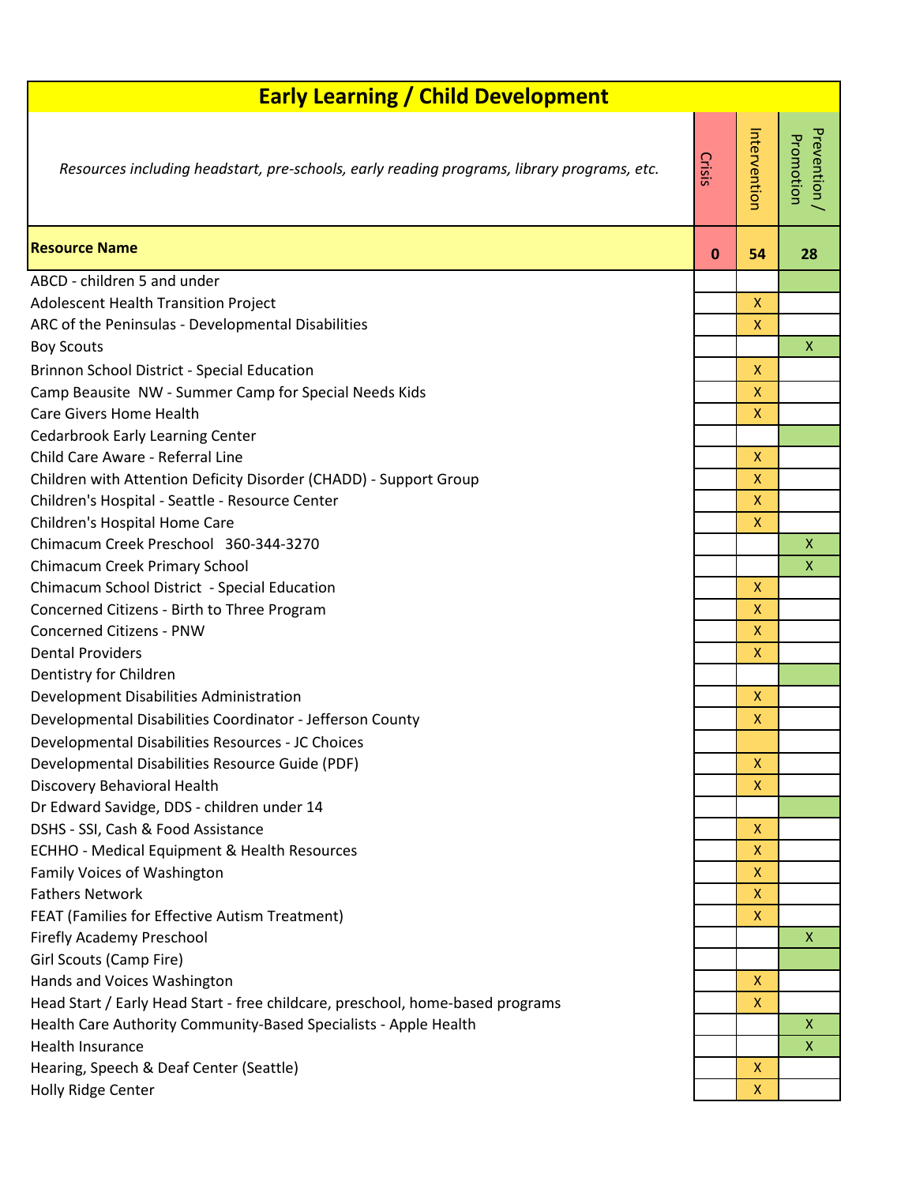# Early Learning / Child Development

*Resources including headstart, pre-schools, early reading programs, library programs, etc.*

| Resource Name | Crisis | Intervention | Prevention / Promotion |
|---|---|---|---|
| | 0 | 54 | 28 |
| ABCD - children 5 and under | | | |
| Adolescent Health Transition Project | | X | |
| ARC of the Peninsulas - Developmental Disabilities | | X | |
| Boy Scouts | | | X |
| Brinnon School District - Special Education | | X | |
| Camp Beausite NW - Summer Camp for Special Needs Kids | | X | |
| Care Givers Home Health | | X | |
| Cedarbrook Early Learning Center | | | |
| Child Care Aware - Referral Line | | X | |
| Children with Attention Deficity Disorder (CHADD) - Support Group | | X | |
| Children's Hospital - Seattle - Resource Center | | X | |
| Children's Hospital Home Care | | X | |
| Chimacum Creek Preschool 360-344-3270 | | | X |
| Chimacum Creek Primary School | | | X |
| Chimacum School District - Special Education | | X | |
| Concerned Citizens - Birth to Three Program | | X | |
| Concerned Citizens - PNW | | X | |
| Dental Providers | | X | |
| Dentistry for Children | | | |
| Development Disabilities Administration | | X | |
| Developmental Disabilities Coordinator - Jefferson County | | X | |
| Developmental Disabilities Resources - JC Choices | | | |
| Developmental Disabilities Resource Guide (PDF) | | X | |
| Discovery Behavioral Health | | X | |
| Dr Edward Savidge, DDS - children under 14 | | | |
| DSHS - SSI, Cash & Food Assistance | | X | |
| ECHHO - Medical Equipment & Health Resources | | X | |
| Family Voices of Washington | | X | |
| Fathers Network | | X | |
| FEAT (Families for Effective Autism Treatment) | | X | |
| Firefly Academy Preschool | | | X |
| Girl Scouts (Camp Fire) | | | |
| Hands and Voices Washington | | X | |
| Head Start / Early Head Start - free childcare, preschool, home-based programs | | X | |
| Health Care Authority Community-Based Specialists - Apple Health | | | X |
| Health Insurance | | | X |
| Hearing, Speech & Deaf Center (Seattle) | | X | |
| Holly Ridge Center | | X | |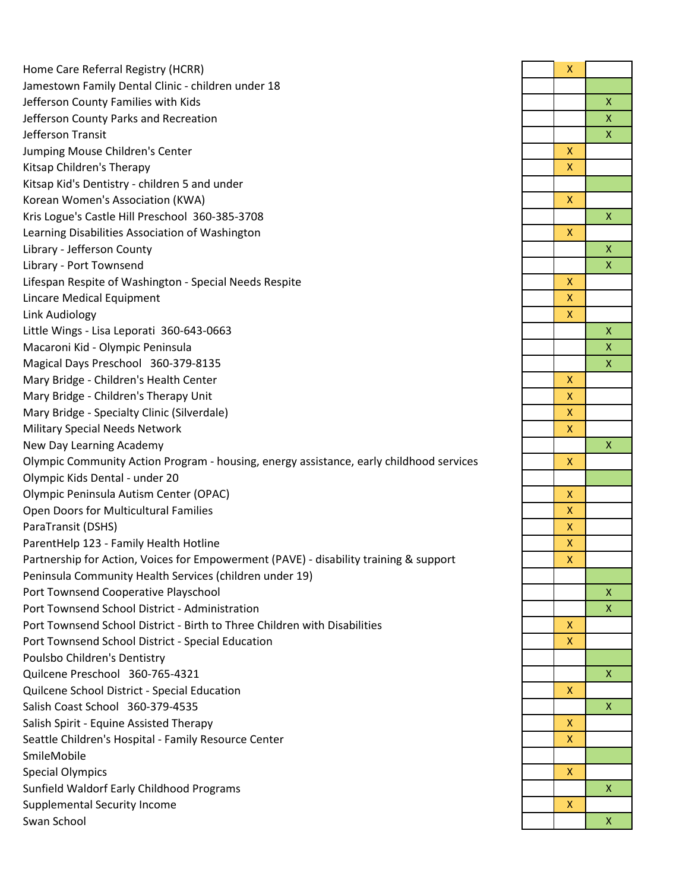| | | | |
|---|---|---|---|
| Home Care Referral Registry (HCRR) | | X | |
| Jamestown Family Dental Clinic - children under 18 | | | |
| Jefferson County Families with Kids | | | X |
| Jefferson County Parks and Recreation | | | X |
| Jefferson Transit | | | X |
| Jumping Mouse Children's Center | | X | |
| Kitsap Children's Therapy | | X | |
| Kitsap Kid's Dentistry - children 5 and under | | | |
| Korean Women's Association (KWA) | | X | |
| Kris Logue's Castle Hill Preschool 360-385-3708 | | | X |
| Learning Disabilities Association of Washington | | X | |
| Library - Jefferson County | | | X |
| Library - Port Townsend | | | X |
| Lifespan Respite of Washington - Special Needs Respite | | X | |
| Lincare Medical Equipment | | X | |
| Link Audiology | | X | |
| Little Wings - Lisa Leporati 360-643-0663 | | | X |
| Macaroni Kid - Olympic Peninsula | | | X |
| Magical Days Preschool 360-379-8135 | | | X |
| Mary Bridge - Children's Health Center | | X | |
| Mary Bridge - Children's Therapy Unit | | X | |
| Mary Bridge - Specialty Clinic (Silverdale) | | X | |
| Military Special Needs Network | | X | |
| New Day Learning Academy | | | X |
| Olympic Community Action Program - housing, energy assistance, early childhood services | | X | |
| Olympic Kids Dental - under 20 | | | |
| Olympic Peninsula Autism Center (OPAC) | | X | |
| Open Doors for Multicultural Families | | X | |
| ParaTransit (DSHS) | | X | |
| ParentHelp 123 - Family Health Hotline | | X | |
| Partnership for Action, Voices for Empowerment (PAVE) - disability training & support | | X | |
| Peninsula Community Health Services (children under 19) | | | |
| Port Townsend Cooperative Playschool | | | X |
| Port Townsend School District - Administration | | | X |
| Port Townsend School District - Birth to Three Children with Disabilities | | X | |
| Port Townsend School District - Special Education | | X | |
| Poulsbo Children's Dentistry | | | |
| Quilcene Preschool 360-765-4321 | | | X |
| Quilcene School District - Special Education | | X | |
| Salish Coast School 360-379-4535 | | | X |
| Salish Spirit - Equine Assisted Therapy | | X | |
| Seattle Children's Hospital - Family Resource Center | | X | |
| SmileMobile | | | |
| Special Olympics | | X | |
| Sunfield Waldorf Early Childhood Programs | | | X |
| Supplemental Security Income | | X | |
| Swan School | | | X |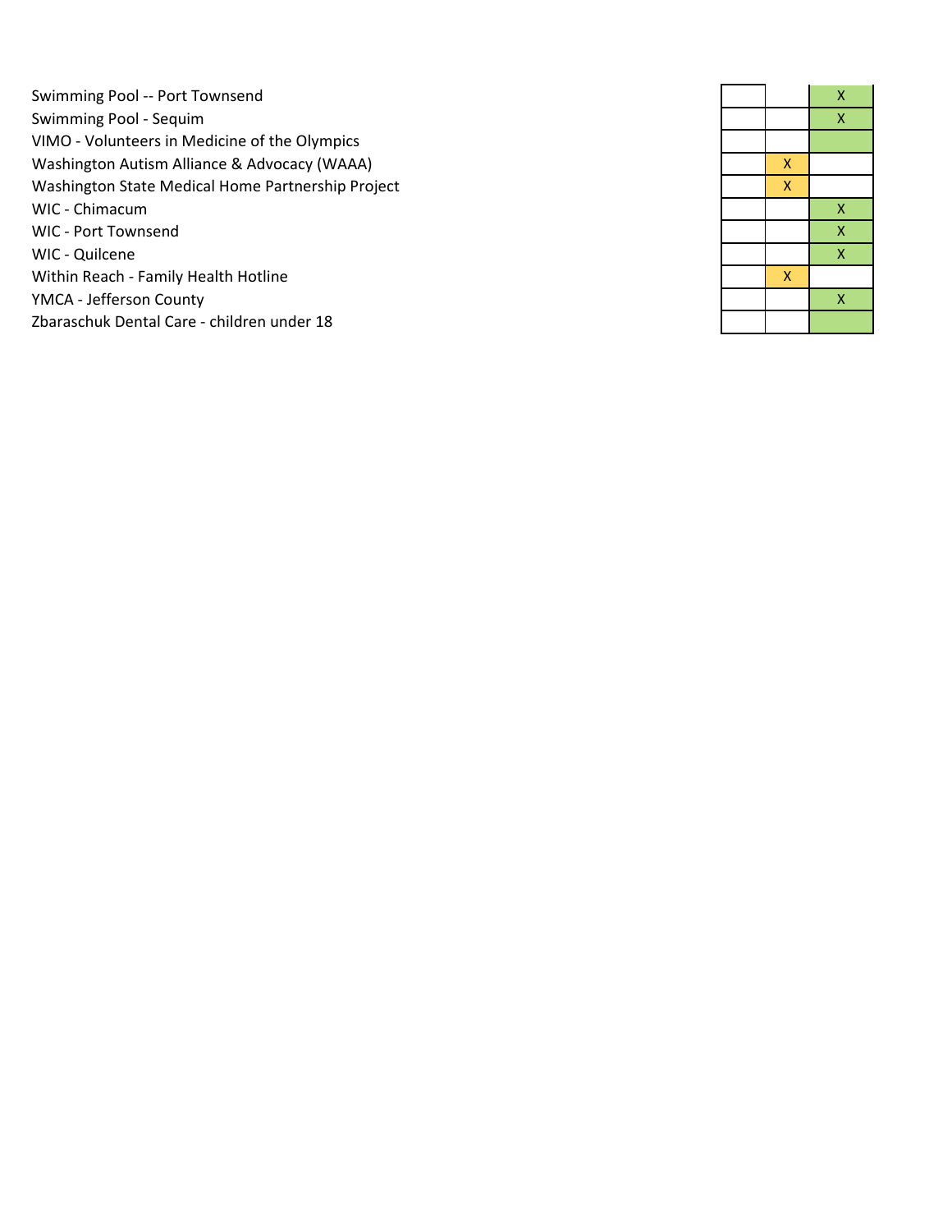| | | | |
|---|---|---|---|
| Swimming Pool -- Port Townsend | | | X |
| Swimming Pool - Sequim | | | X |
| VIMO - Volunteers in Medicine of the Olympics | | | |
| Washington Autism Alliance & Advocacy (WAAA) | | X | |
| Washington State Medical Home Partnership Project | | X | |
| WIC - Chimacum | | | X |
| WIC - Port Townsend | | | X |
| WIC - Quilcene | | | X |
| Within Reach - Family Health Hotline | | X | |
| YMCA - Jefferson County | | | X |
| Zbaraschuk Dental Care - children under 18 | | | |